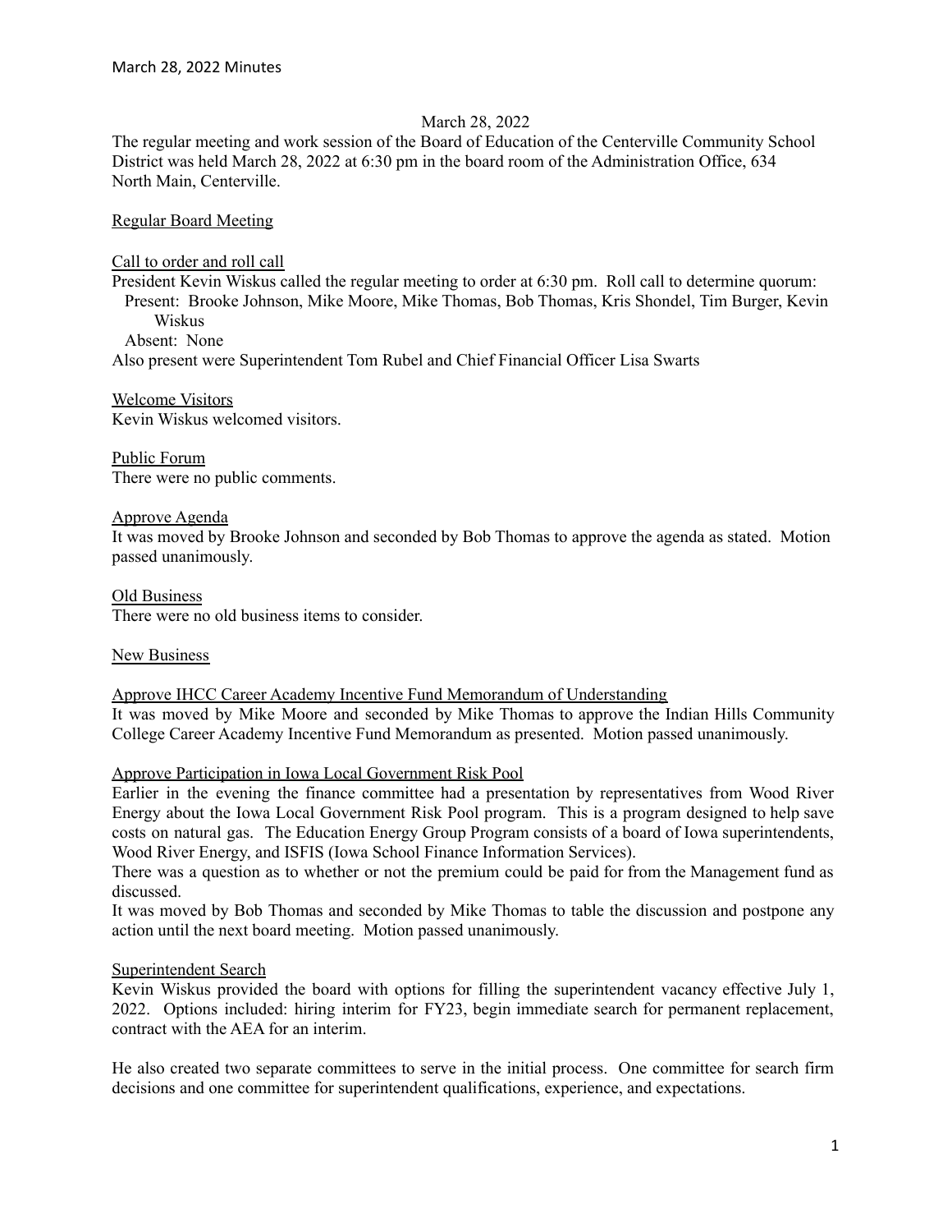March 28, 2022

The regular meeting and work session of the Board of Education of the Centerville Community School District was held March 28, 2022 at 6:30 pm in the board room of the Administration Office, 634 North Main, Centerville.

## Regular Board Meeting

### Call to order and roll call

President Kevin Wiskus called the regular meeting to order at 6:30 pm. Roll call to determine quorum:

Present: Brooke Johnson, Mike Moore, Mike Thomas, Bob Thomas, Kris Shondel, Tim Burger, Kevin Wiskus

Absent: None

Also present were Superintendent Tom Rubel and Chief Financial Officer Lisa Swarts

### Welcome Visitors

Kevin Wiskus welcomed visitors.

### Public Forum

There were no public comments.

### Approve Agenda

It was moved by Brooke Johnson and seconded by Bob Thomas to approve the agenda as stated. Motion passed unanimously.

### Old Business

There were no old business items to consider.

### New Business

#### Approve IHCC Career Academy Incentive Fund Memorandum of Understanding

It was moved by Mike Moore and seconded by Mike Thomas to approve the Indian Hills Community College Career Academy Incentive Fund Memorandum as presented. Motion passed unanimously.

#### Approve Participation in Iowa Local Government Risk Pool

Earlier in the evening the finance committee had a presentation by representatives from Wood River Energy about the Iowa Local Government Risk Pool program. This is a program designed to help save costs on natural gas. The Education Energy Group Program consists of a board of Iowa superintendents, Wood River Energy, and ISFIS (Iowa School Finance Information Services).

There was a question as to whether or not the premium could be paid for from the Management fund as discussed.

It was moved by Bob Thomas and seconded by Mike Thomas to table the discussion and postpone any action until the next board meeting. Motion passed unanimously.

#### Superintendent Search

Kevin Wiskus provided the board with options for filling the superintendent vacancy effective July 1, 2022. Options included: hiring interim for FY23, begin immediate search for permanent replacement, contract with the AEA for an interim.

He also created two separate committees to serve in the initial process. One committee for search firm decisions and one committee for superintendent qualifications, experience, and expectations.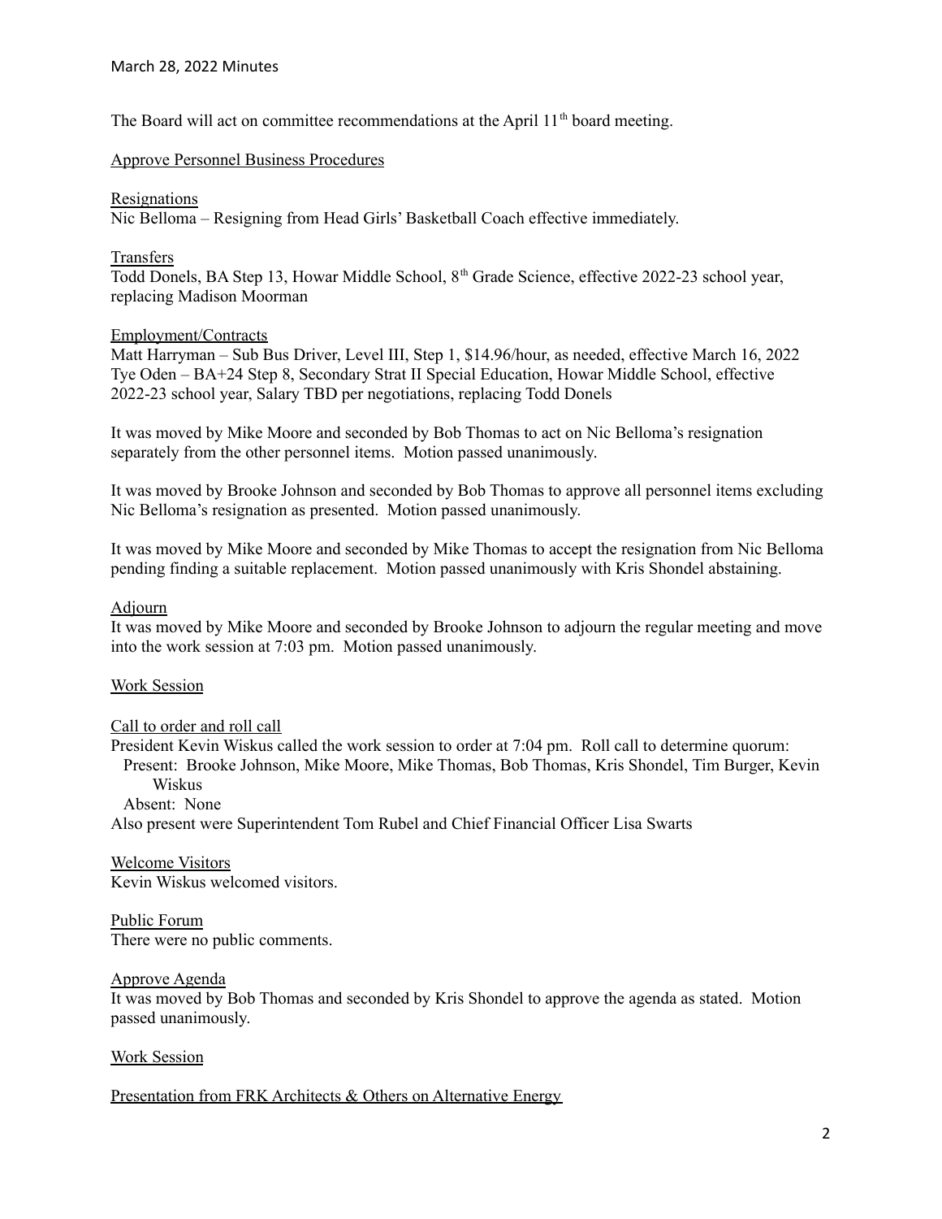The Board will act on committee recommendations at the April 11th board meeting.

Approve Personnel Business Procedures

Resignations
Nic Belloma – Resigning from Head Girls' Basketball Coach effective immediately.

Transfers
Todd Donels, BA Step 13, Howar Middle School, 8th Grade Science, effective 2022-23 school year, replacing Madison Moorman

Employment/Contracts
Matt Harryman – Sub Bus Driver, Level III, Step 1, $14.96/hour, as needed, effective March 16, 2022
Tye Oden – BA+24 Step 8, Secondary Strat II Special Education, Howar Middle School, effective 2022-23 school year, Salary TBD per negotiations, replacing Todd Donels

It was moved by Mike Moore and seconded by Bob Thomas to act on Nic Belloma's resignation separately from the other personnel items. Motion passed unanimously.

It was moved by Brooke Johnson and seconded by Bob Thomas to approve all personnel items excluding Nic Belloma's resignation as presented. Motion passed unanimously.

It was moved by Mike Moore and seconded by Mike Thomas to accept the resignation from Nic Belloma pending finding a suitable replacement. Motion passed unanimously with Kris Shondel abstaining.

Adjourn
It was moved by Mike Moore and seconded by Brooke Johnson to adjourn the regular meeting and move into the work session at 7:03 pm. Motion passed unanimously.

Work Session

Call to order and roll call
President Kevin Wiskus called the work session to order at 7:04 pm. Roll call to determine quorum:
Present: Brooke Johnson, Mike Moore, Mike Thomas, Bob Thomas, Kris Shondel, Tim Burger, Kevin Wiskus
Absent: None
Also present were Superintendent Tom Rubel and Chief Financial Officer Lisa Swarts

Welcome Visitors
Kevin Wiskus welcomed visitors.

Public Forum
There were no public comments.

Approve Agenda
It was moved by Bob Thomas and seconded by Kris Shondel to approve the agenda as stated. Motion passed unanimously.

Work Session

Presentation from FRK Architects & Others on Alternative Energy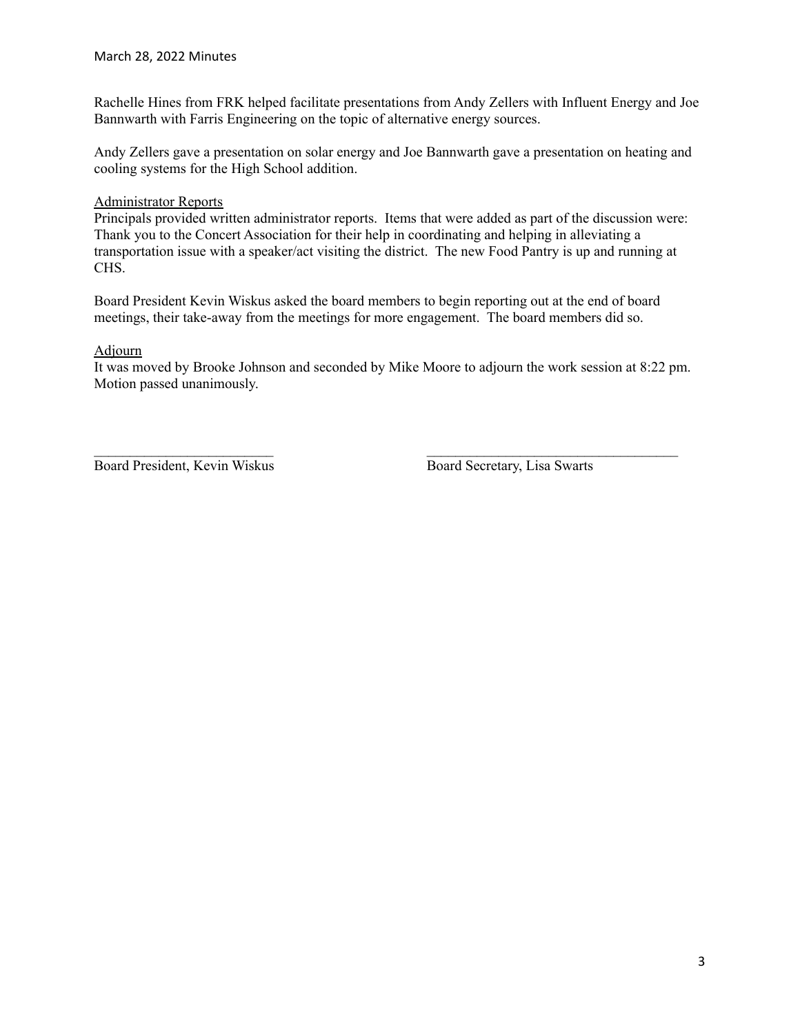Rachelle Hines from FRK helped facilitate presentations from Andy Zellers with Influent Energy and Joe Bannwarth with Farris Engineering on the topic of alternative energy sources.

Andy Zellers gave a presentation on solar energy and Joe Bannwarth gave a presentation on heating and cooling systems for the High School addition.

Administrator Reports

Principals provided written administrator reports. Items that were added as part of the discussion were: Thank you to the Concert Association for their help in coordinating and helping in alleviating a transportation issue with a speaker/act visiting the district. The new Food Pantry is up and running at CHS.

Board President Kevin Wiskus asked the board members to begin reporting out at the end of board meetings, their take-away from the meetings for more engagement. The board members did so.

Adjourn

It was moved by Brooke Johnson and seconded by Mike Moore to adjourn the work session at 8:22 pm. Motion passed unanimously.

\_\_\_\_\_\_\_\_\_\_\_\_\_\_\_\_\_\_\_\_\_\_\_\_\_\_ \_\_\_\_\_\_\_\_\_\_\_\_\_\_\_\_\_\_\_\_\_\_\_\_\_\_\_\_\_\_\_\_\_\_\_\_\_

Board President, Kevin Wiskus Board Secretary, Lisa Swarts